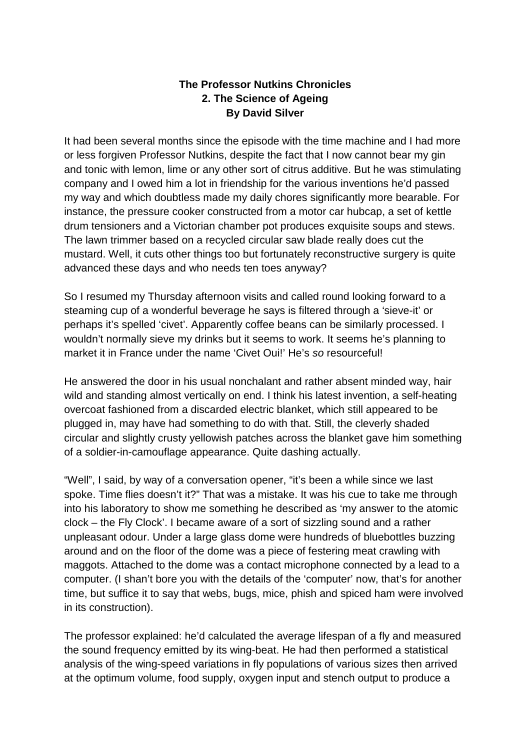**The Professor Nutkins Chronicles**
**2. The Science of Ageing**
**By David Silver**

It had been several months since the episode with the time machine and I had more or less forgiven Professor Nutkins, despite the fact that I now cannot bear my gin and tonic with lemon, lime or any other sort of citrus additive. But he was stimulating company and I owed him a lot in friendship for the various inventions he'd passed my way and which doubtless made my daily chores significantly more bearable. For instance, the pressure cooker constructed from a motor car hubcap, a set of kettle drum tensioners and a Victorian chamber pot produces exquisite soups and stews. The lawn trimmer based on a recycled circular saw blade really does cut the mustard. Well, it cuts other things too but fortunately reconstructive surgery is quite advanced these days and who needs ten toes anyway?

So I resumed my Thursday afternoon visits and called round looking forward to a steaming cup of a wonderful beverage he says is filtered through a 'sieve-it' or perhaps it's spelled 'civet'. Apparently coffee beans can be similarly processed. I wouldn't normally sieve my drinks but it seems to work. It seems he's planning to market it in France under the name 'Civet Oui!' He's *so* resourceful!

He answered the door in his usual nonchalant and rather absent minded way, hair wild and standing almost vertically on end. I think his latest invention, a self-heating overcoat fashioned from a discarded electric blanket, which still appeared to be plugged in, may have had something to do with that. Still, the cleverly shaded circular and slightly crusty yellowish patches across the blanket gave him something of a soldier-in-camouflage appearance. Quite dashing actually.

"Well", I said, by way of a conversation opener, "it's been a while since we last spoke. Time flies doesn't it?" That was a mistake. It was his cue to take me through into his laboratory to show me something he described as 'my answer to the atomic clock – the Fly Clock'. I became aware of a sort of sizzling sound and a rather unpleasant odour. Under a large glass dome were hundreds of bluebottles buzzing around and on the floor of the dome was a piece of festering meat crawling with maggots. Attached to the dome was a contact microphone connected by a lead to a computer. (I shan't bore you with the details of the 'computer' now, that's for another time, but suffice it to say that webs, bugs, mice, phish and spiced ham were involved in its construction).

The professor explained: he'd calculated the average lifespan of a fly and measured the sound frequency emitted by its wing-beat. He had then performed a statistical analysis of the wing-speed variations in fly populations of various sizes then arrived at the optimum volume, food supply, oxygen input and stench output to produce a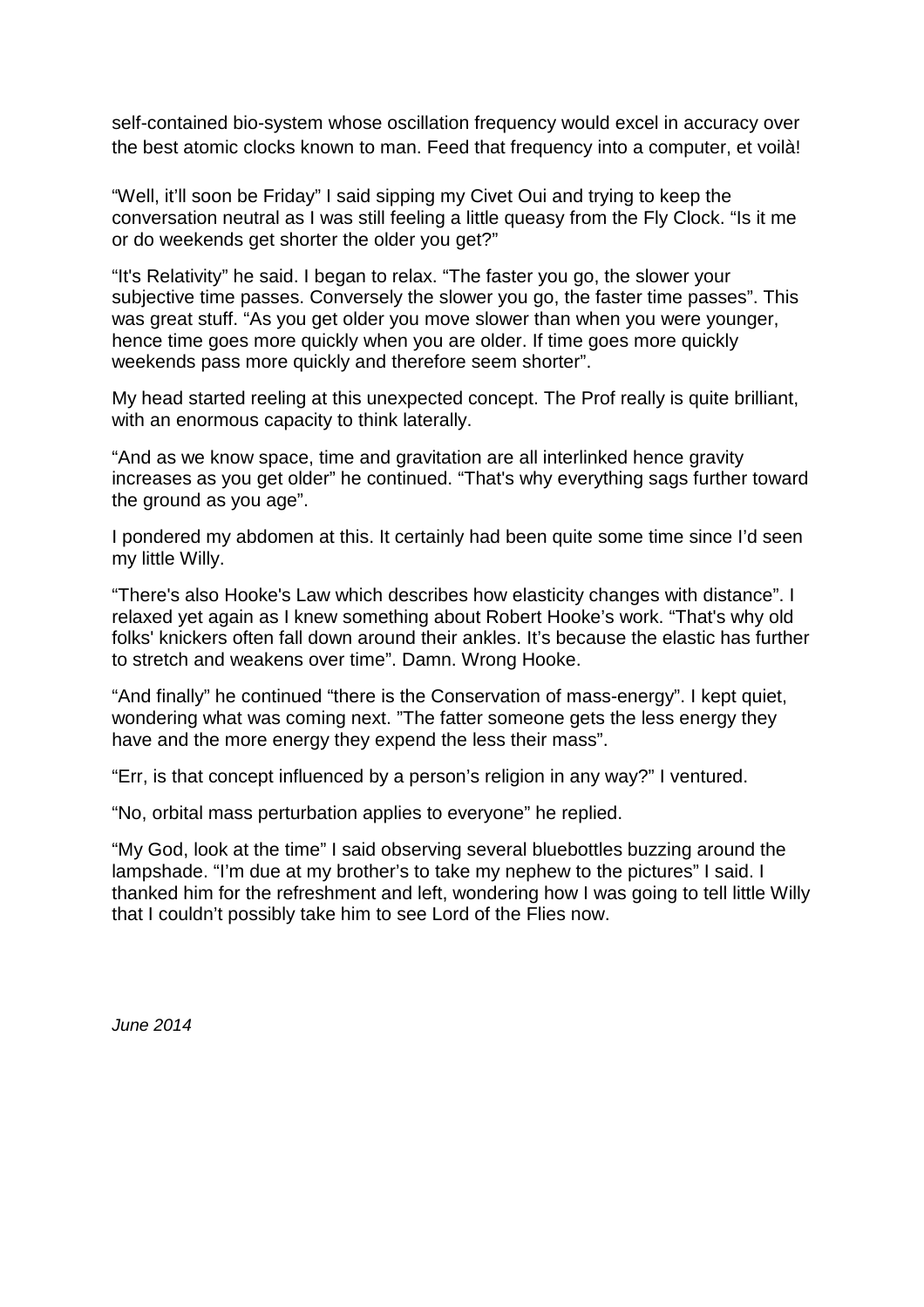self-contained bio-system whose oscillation frequency would excel in accuracy over the best atomic clocks known to man. Feed that frequency into a computer, et voilà!

“Well, it’ll soon be Friday” I said sipping my Civet Oui and trying to keep the conversation neutral as I was still feeling a little queasy from the Fly Clock. “Is it me or do weekends get shorter the older you get?”

“It's Relativity” he said. I began to relax. “The faster you go, the slower your subjective time passes. Conversely the slower you go, the faster time passes”. This was great stuff. “As you get older you move slower than when you were younger, hence time goes more quickly when you are older. If time goes more quickly weekends pass more quickly and therefore seem shorter”.

My head started reeling at this unexpected concept. The Prof really is quite brilliant, with an enormous capacity to think laterally.

“And as we know space, time and gravitation are all interlinked hence gravity increases as you get older” he continued. “That's why everything sags further toward the ground as you age”.

I pondered my abdomen at this. It certainly had been quite some time since I’d seen my little Willy.

“There's also Hooke's Law which describes how elasticity changes with distance”. I relaxed yet again as I knew something about Robert Hooke’s work. “That's why old folks' knickers often fall down around their ankles. It’s because the elastic has further to stretch and weakens over time”. Damn. Wrong Hooke.

“And finally” he continued “there is the Conservation of mass-energy”. I kept quiet, wondering what was coming next. ”The fatter someone gets the less energy they have and the more energy they expend the less their mass”.

“Err, is that concept influenced by a person’s religion in any way?” I ventured.

“No, orbital mass perturbation applies to everyone” he replied.

“My God, look at the time” I said observing several bluebottles buzzing around the lampshade. “I’m due at my brother’s to take my nephew to the pictures” I said. I thanked him for the refreshment and left, wondering how I was going to tell little Willy that I couldn’t possibly take him to see Lord of the Flies now.

*June 2014*